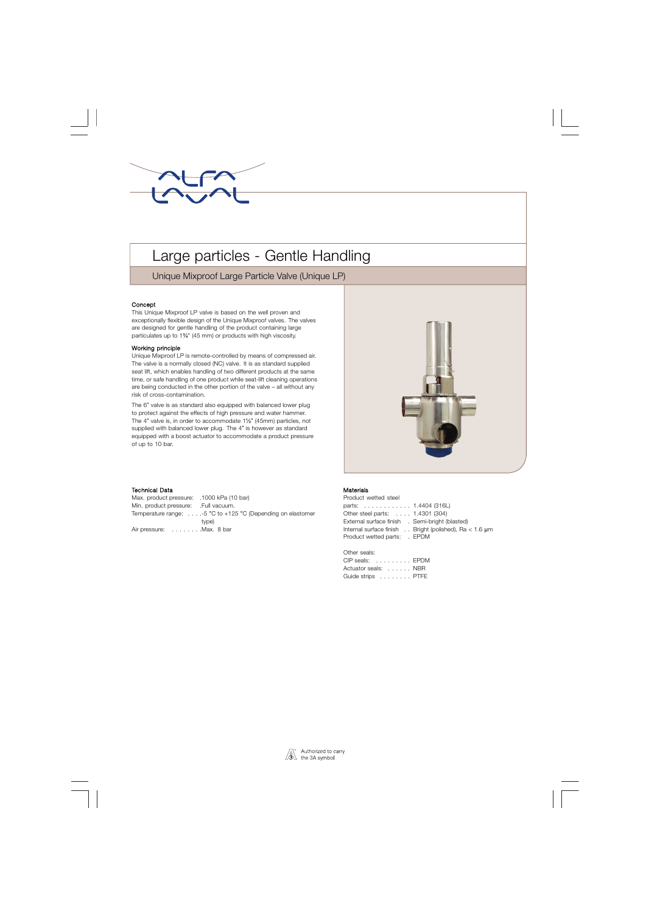# Large particles - Gentle Handling

## Unique Mixproof Large Particle Valve (Unique LP)

### Concept

This Unique Mixproof LP valve is based on the well proven and exceptionally flexible design of the Unique Mixproof valves. The valves are designed for gentle handling of the product containing large particulates up to 1¾" (45 mm) or products with high viscosity.

### Working principle

Unique Mixproof LP is remote-controlled by means of compressed air. The valve is a normally closed (NC) valve. It is as standard supplied seat lift, which enables handling of two different products at the same time, or safe handling of one product while seat-lift cleaning operations are being conducted in the other portion of the valve – all without any risk of cross-contamination.

The 6" valve is as standard also equipped with balanced lower plug to protect against the effects of high pressure and water hammer. The 4" valve is, in order to accommodate 1½" (45mm) particles, not supplied with balanced lower plug. The 4" is however as standard equipped with a boost actuator to accommodate a product pressure of up to 10 bar.

### Technical Data

Max. product pressure: .1000 kPa (10 bar)
Min. product pressure: .Full vacuum.
Temperature range: . . . .-5 °C to +125 °C (Depending on elastomer type)
Air pressure: . . . . . . . .Max. 8 bar

### Materials

Product wetted steel parts: . . . . . . . . . . . . 1.4404 (316L)
Other steel parts: . . . . 1.4301 (304)
External surface finish . Semi-bright (blasted)
Internal surface finish . . Bright (polished), Ra < 1.6 µm
Product wetted parts: . EPDM

Other seals:
CIP seals: . . . . . . . . . EPDM
Actuator seals: . . . . . . NBR
Guide strips . . . . . . . . PTFE

Authorized to carry the 3A symbol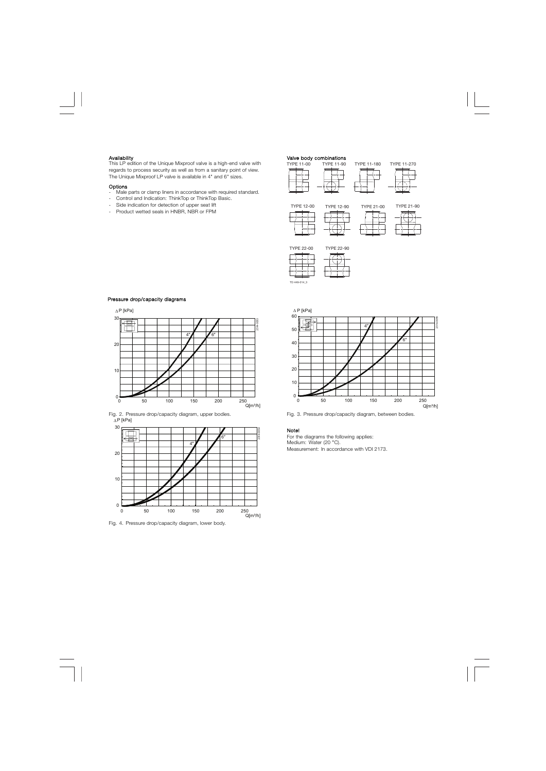### Availability

This LP edition of the Unique Mixproof valve is a high-end valve with regards to process security as well as from a sanitary point of view. The Unique Mixproof LP valve is available in 4" and 6" sizes.

### Options

- Male parts or clamp liners in accordance with required standard.
- Control and Indication: ThinkTop or ThinkTop Basic.
- Side indication for detection of upper seat lift
- Product wetted seals in HNBR, NBR or FPM

### Valve body combinations

TYPE 11-00, TYPE 11-90, TYPE 11-180, TYPE 11-270

TYPE 12-00, TYPE 12-90, TYPE 21-00, TYPE 21-90

TYPE 22-00, TYPE 22-90

### Pressure drop/capacity diagrams

Fig. 2. Pressure drop/capacity diagram, upper bodies.

Fig. 3. Pressure drop/capacity diagram, between bodies.

Fig. 4. Pressure drop/capacity diagram, lower body.

### Note!

For the diagrams the following applies:
Medium: Water (20 °C).
Measurement: In accordance with VDI 2173.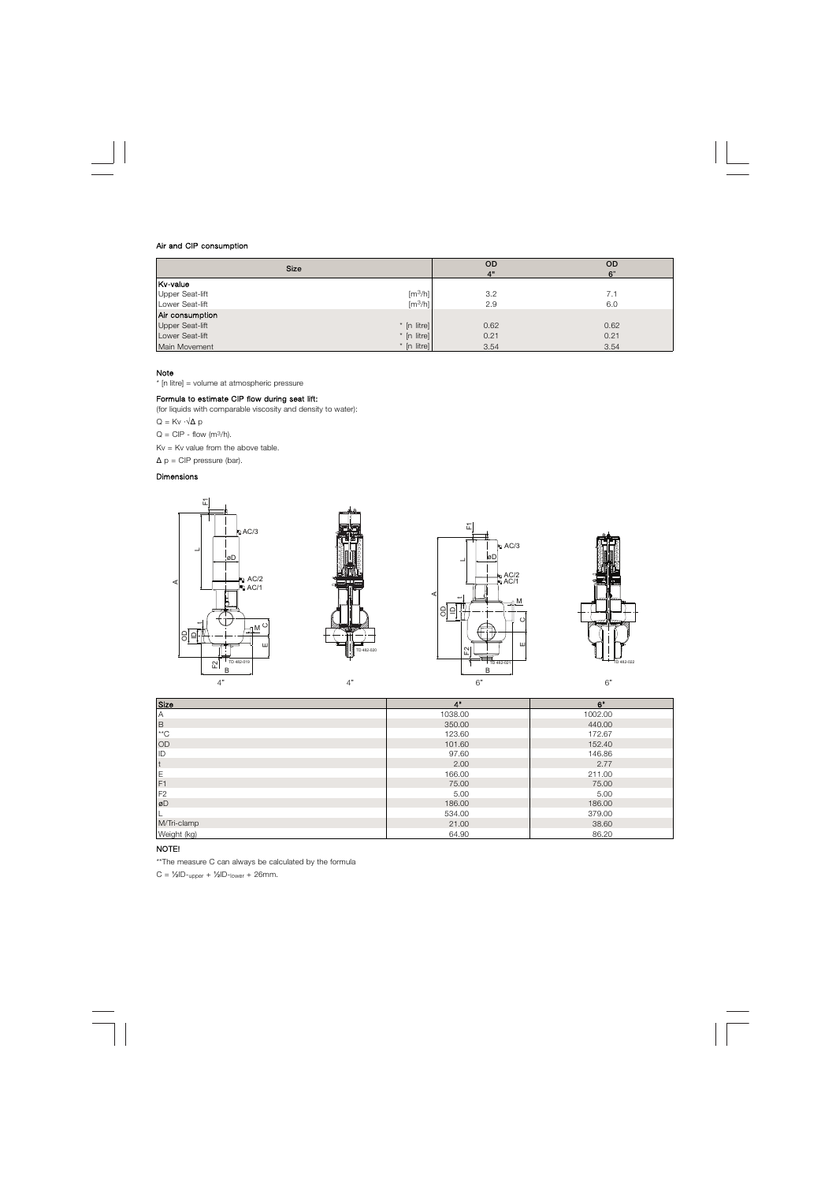### Air and CIP consumption

| Size | | OD 4" | OD 6" |
|---|---|---|---|
| **Kv-value** | | | |
| Upper Seat-lift | [$m^3$/h] | 3.2 | 7.1 |
| Lower Seat-lift | [$m^3$/h] | 2.9 | 6.0 |
| **Air consumption** | | | |
| Upper Seat-lift | * [n litre] | 0.62 | 0.62 |
| Lower Seat-lift | * [n litre] | 0.21 | 0.21 |
| Main Movement | * [n litre] | 3.54 | 3.54 |

**Note**

* [n litre] = volume at atmospheric pressure

**Formula to estimate CIP flow during seat lift:**

(for liquids with comparable viscosity and density to water):

$Q = Kv \cdot \sqrt{\Delta p}$

Q = CIP - flow ($m^3$/h).

Kv = Kv value from the above table.

$\Delta$ p = CIP pressure (bar).

**Dimensions**

4" 4" 6" 6"

| Size | 4" | 6" |
|---|---|---|
| A | 1038.00 | 1002.00 |
| B | 350.00 | 440.00 |
| **C | 123.60 | 172.67 |
| OD | 101.60 | 152.40 |
| ID | 97.60 | 146.86 |
| t | 2.00 | 2.77 |
| E | 166.00 | 211.00 |
| F1 | 75.00 | 75.00 |
| F2 | 5.00 | 5.00 |
| øD | 186.00 | 186.00 |
| L | 534.00 | 379.00 |
| M/Tri-clamp | 21.00 | 38.60 |
| Weight (kg) | 64.90 | 86.20 |

**NOTE!**

**The measure C can always be calculated by the formula

$C = \frac{1}{2}ID_{upper} + \frac{1}{2}ID_{lower} + 26mm$.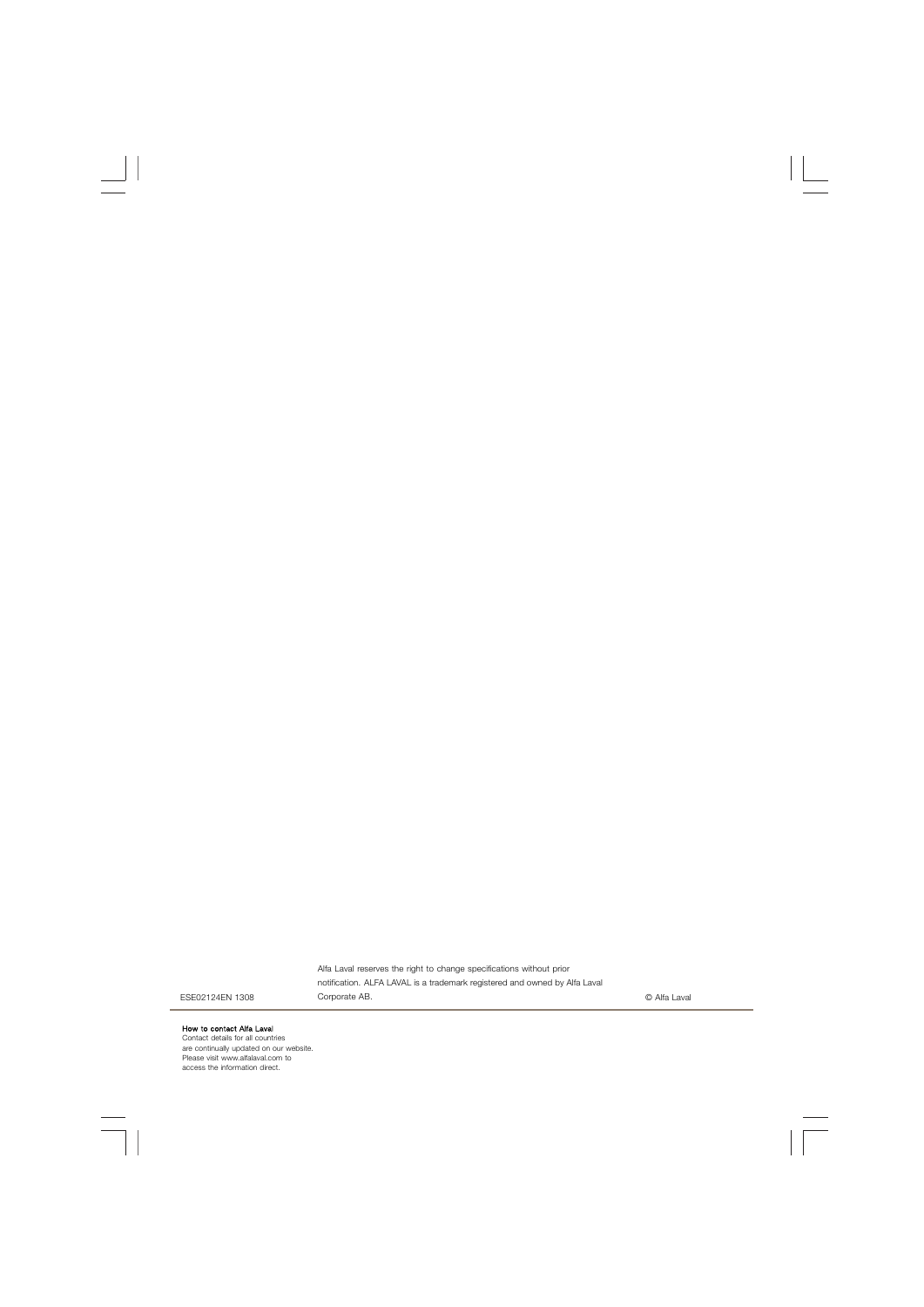ESE02124EN 1308

Alfa Laval reserves the right to change specifications without prior notification. ALFA LAVAL is a trademark registered and owned by Alfa Laval Corporate AB.

© Alfa Laval

**How to contact Alfa Laval**
Contact details for all countries are continually updated on our website. Please visit www.alfalaval.com to access the information direct.